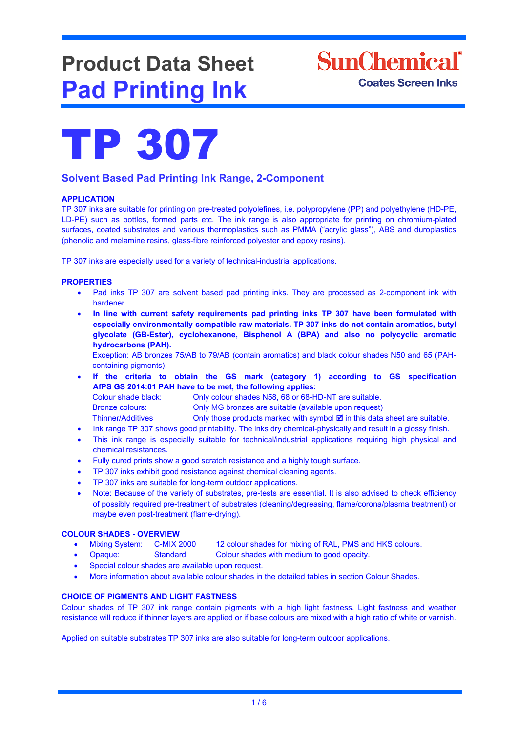# Product Data Sheet
# Pad Printing Ink

SunChemical®
Coates Screen Inks

# TP 307

## Solvent Based Pad Printing Ink Range, 2-Component

### APPLICATION

TP 307 inks are suitable for printing on pre-treated polyolefines, i.e. polypropylene (PP) and polyethylene (HD-PE, LD-PE) such as bottles, formed parts etc. The ink range is also appropriate for printing on chromium-plated surfaces, coated substrates and various thermoplastics such as PMMA ("acrylic glass"), ABS and duroplastics (phenolic and melamine resins, glass-fibre reinforced polyester and epoxy resins).

TP 307 inks are especially used for a variety of technical-industrial applications.

### PROPERTIES

- Pad inks TP 307 are solvent based pad printing inks. They are processed as 2-component ink with hardener.
- **In line with current safety requirements pad printing inks TP 307 have been formulated with especially environmentally compatible raw materials. TP 307 inks do not contain aromatics, butyl glycolate (GB-Ester), cyclohexanone, Bisphenol A (BPA) and also no polycyclic aromatic hydrocarbons (PAH).**
  Exception: AB bronzes 75/AB to 79/AB (contain aromatics) and black colour shades N50 and 65 (PAH-containing pigments).
- **If the criteria to obtain the GS mark (category 1) according to GS specification AfPS GS 2014:01 PAH have to be met, the following applies:**

  | | |
  |---|---|
  | Colour shade black: | Only colour shades N58, 68 or 68-HD-NT are suitable. |
  | Bronze colours: | Only MG bronzes are suitable (available upon request) |
  | Thinner/Additives | Only those products marked with symbol ☑ in this data sheet are suitable. |

- Ink range TP 307 shows good printability. The inks dry chemical-physically and result in a glossy finish.
- This ink range is especially suitable for technical/industrial applications requiring high physical and chemical resistances.
- Fully cured prints show a good scratch resistance and a highly tough surface.
- TP 307 inks exhibit good resistance against chemical cleaning agents.
- TP 307 inks are suitable for long-term outdoor applications.
- Note: Because of the variety of substrates, pre-tests are essential. It is also advised to check efficiency of possibly required pre-treatment of substrates (cleaning/degreasing, flame/corona/plasma treatment) or maybe even post-treatment (flame-drying).

### COLOUR SHADES - OVERVIEW

- Mixing System: C-MIX 2000 — 12 colour shades for mixing of RAL, PMS and HKS colours.
- Opaque: Standard — Colour shades with medium to good opacity.
- Special colour shades are available upon request.
- More information about available colour shades in the detailed tables in section Colour Shades.

### CHOICE OF PIGMENTS AND LIGHT FASTNESS

Colour shades of TP 307 ink range contain pigments with a high light fastness. Light fastness and weather resistance will reduce if thinner layers are applied or if base colours are mixed with a high ratio of white or varnish.

Applied on suitable substrates TP 307 inks are also suitable for long-term outdoor applications.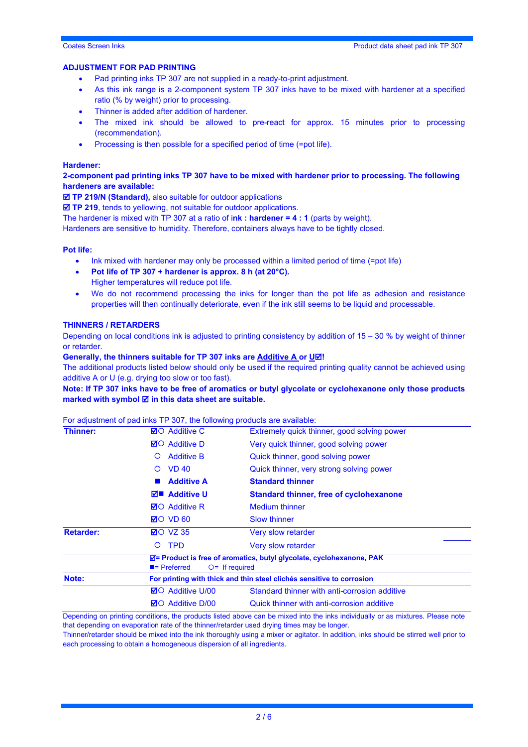## ADJUSTMENT FOR PAD PRINTING

- Pad printing inks TP 307 are not supplied in a ready-to-print adjustment.
- As this ink range is a 2-component system TP 307 inks have to be mixed with hardener at a specified ratio (% by weight) prior to processing.
- Thinner is added after addition of hardener.
- The mixed ink should be allowed to pre-react for approx. 15 minutes prior to processing (recommendation).
- Processing is then possible for a specified period of time (=pot life).

**Hardener:**

**2-component pad printing inks TP 307 have to be mixed with hardener prior to processing. The following hardeners are available:**

☑ **TP 219/N (Standard),** also suitable for outdoor applications
☑ **TP 219**, tends to yellowing, not suitable for outdoor applications.
The hardener is mixed with TP 307 at a ratio of i**nk : hardener = 4 : 1** (parts by weight).
Hardeners are sensitive to humidity. Therefore, containers always have to be tightly closed.

**Pot life:**

- Ink mixed with hardener may only be processed within a limited period of time (=pot life)
- **Pot life of TP 307 + hardener is approx. 8 h (at 20°C).**
  Higher temperatures will reduce pot life.
- We do not recommend processing the inks for longer than the pot life as adhesion and resistance properties will then continually deteriorate, even if the ink still seems to be liquid and processable.

## THINNERS / RETARDERS

Depending on local conditions ink is adjusted to printing consistency by addition of 15 – 30 % by weight of thinner or retarder.

**Generally, the thinners suitable for TP 307 inks are Additive A or U☑!**

The additional products listed below should only be used if the required printing quality cannot be achieved using additive A or U (e.g. drying too slow or too fast).

**Note: If TP 307 inks have to be free of aromatics or butyl glycolate or cyclohexanone only those products marked with symbol ☑ in this data sheet are suitable.**

For adjustment of pad inks TP 307, the following products are available:

| | | | |
|---|---|---|---|
| **Thinner:** | ☑○ | Additive C | Extremely quick thinner, good solving power |
| | ☑○ | Additive D | Very quick thinner, good solving power |
| | ○ | Additive B | Quick thinner, good solving power |
| | ○ | VD 40 | Quick thinner, very strong solving power |
| | ■ | **Additive A** | **Standard thinner** |
| | ☑■ | **Additive U** | **Standard thinner, free of cyclohexanone** |
| | ☑○ | Additive R | Medium thinner |
| | ☑○ | VD 60 | Slow thinner |
| **Retarder:** | ☑○ | VZ 35 | Very slow retarder |
| | ○ | TPD | Very slow retarder |
| | **☑= Product is free of aromatics, butyl glycolate, cyclohexanone, PAK** ■= Preferred ○= If required | | |
| **Note:** | **For printing with thick and thin steel clichés sensitive to corrosion** | | |
| | ☑○ | Additive U/00 | Standard thinner with anti-corrosion additive |
| | ☑○ | Additive D/00 | Quick thinner with anti-corrosion additive |

Depending on printing conditions, the products listed above can be mixed into the inks individually or as mixtures. Please note that depending on evaporation rate of the thinner/retarder used drying times may be longer.
Thinner/retarder should be mixed into the ink thoroughly using a mixer or agitator. In addition, inks should be stirred well prior to each processing to obtain a homogeneous dispersion of all ingredients.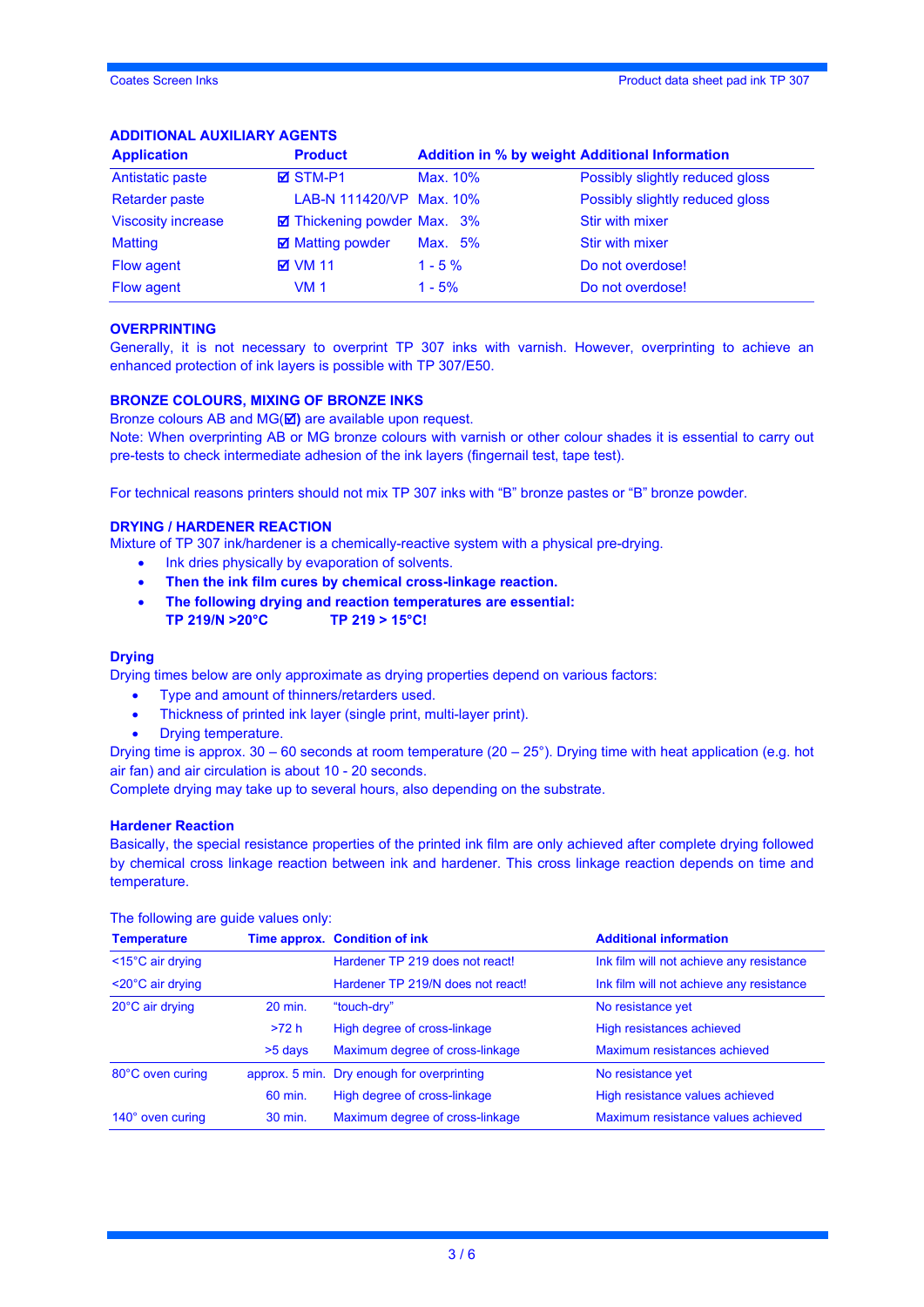## ADDITIONAL AUXILIARY AGENTS

| Application | Product | Addition in % by weight | Additional Information |
|---|---|---|---|
| Antistatic paste | ☑ STM-P1 | Max. 10% | Possibly slightly reduced gloss |
| Retarder paste | LAB-N 111420/VP | Max. 10% | Possibly slightly reduced gloss |
| Viscosity increase | ☑ Thickening powder | Max. 3% | Stir with mixer |
| Matting | ☑ Matting powder | Max. 5% | Stir with mixer |
| Flow agent | ☑ VM 11 | 1 - 5 % | Do not overdose! |
| Flow agent | VM 1 | 1 - 5% | Do not overdose! |

## OVERPRINTING

Generally, it is not necessary to overprint TP 307 inks with varnish. However, overprinting to achieve an enhanced protection of ink layers is possible with TP 307/E50.

## BRONZE COLOURS, MIXING OF BRONZE INKS

Bronze colours AB and MG(☑) are available upon request.
Note: When overprinting AB or MG bronze colours with varnish or other colour shades it is essential to carry out pre-tests to check intermediate adhesion of the ink layers (fingernail test, tape test).

For technical reasons printers should not mix TP 307 inks with “B” bronze pastes or “B” bronze powder.

## DRYING / HARDENER REACTION

Mixture of TP 307 ink/hardener is a chemically-reactive system with a physical pre-drying.

- Ink dries physically by evaporation of solvents.
- **Then the ink film cures by chemical cross-linkage reaction.**
- **The following drying and reaction temperatures are essential:**
  **TP 219/N >20°C    TP 219 > 15°C!**

### Drying

Drying times below are only approximate as drying properties depend on various factors:

- Type and amount of thinners/retarders used.
- Thickness of printed ink layer (single print, multi-layer print).
- Drying temperature.

Drying time is approx. 30 – 60 seconds at room temperature (20 – 25°). Drying time with heat application (e.g. hot air fan) and air circulation is about 10 - 20 seconds.
Complete drying may take up to several hours, also depending on the substrate.

### Hardener Reaction

Basically, the special resistance properties of the printed ink film are only achieved after complete drying followed by chemical cross linkage reaction between ink and hardener. This cross linkage reaction depends on time and temperature.

The following are guide values only:

| Temperature | Time approx. | Condition of ink | Additional information |
|---|---|---|---|
| <15°C air drying | | Hardener TP 219 does not react! | Ink film will not achieve any resistance |
| <20°C air drying | | Hardener TP 219/N does not react! | Ink film will not achieve any resistance |
| 20°C air drying | 20 min. | “touch-dry” | No resistance yet |
| | >72 h | High degree of cross-linkage | High resistances achieved |
| | >5 days | Maximum degree of cross-linkage | Maximum resistances achieved |
| 80°C oven curing | approx. 5 min. | Dry enough for overprinting | No resistance yet |
| | 60 min. | High degree of cross-linkage | High resistance values achieved |
| 140° oven curing | 30 min. | Maximum degree of cross-linkage | Maximum resistance values achieved |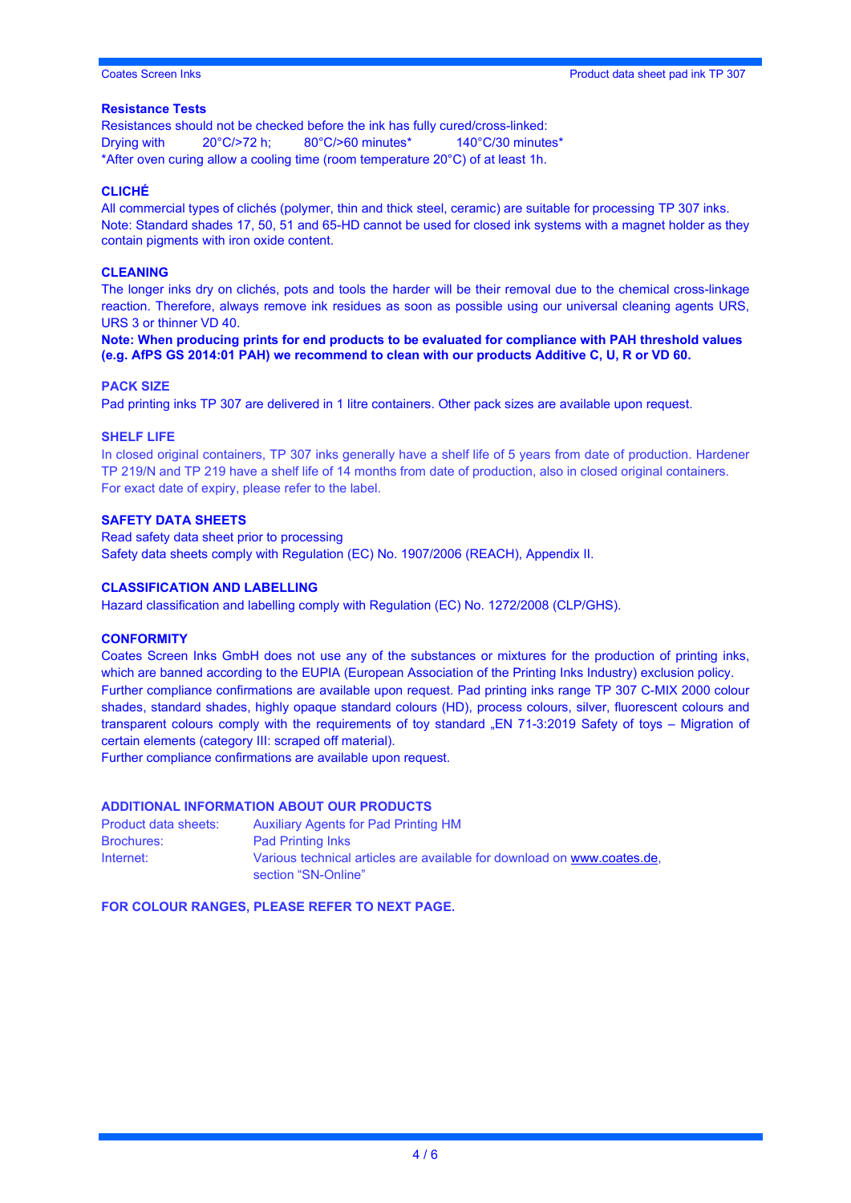### Resistance Tests

Resistances should not be checked before the ink has fully cured/cross-linked:

Drying with 20°C/>72 h; 80°C/>60 minutes* 140°C/30 minutes*

*After oven curing allow a cooling time (room temperature 20°C) of at least 1h.

### CLICHÉ

All commercial types of clichés (polymer, thin and thick steel, ceramic) are suitable for processing TP 307 inks.
Note: Standard shades 17, 50, 51 and 65-HD cannot be used for closed ink systems with a magnet holder as they contain pigments with iron oxide content.

### CLEANING

The longer inks dry on clichés, pots and tools the harder will be their removal due to the chemical cross-linkage reaction. Therefore, always remove ink residues as soon as possible using our universal cleaning agents URS, URS 3 or thinner VD 40.

**Note: When producing prints for end products to be evaluated for compliance with PAH threshold values (e.g. AfPS GS 2014:01 PAH) we recommend to clean with our products Additive C, U, R or VD 60.**

### PACK SIZE

Pad printing inks TP 307 are delivered in 1 litre containers. Other pack sizes are available upon request.

### SHELF LIFE

In closed original containers, TP 307 inks generally have a shelf life of 5 years from date of production. Hardener TP 219/N and TP 219 have a shelf life of 14 months from date of production, also in closed original containers.
For exact date of expiry, please refer to the label.

### SAFETY DATA SHEETS

Read safety data sheet prior to processing
Safety data sheets comply with Regulation (EC) No. 1907/2006 (REACH), Appendix II.

### CLASSIFICATION AND LABELLING

Hazard classification and labelling comply with Regulation (EC) No. 1272/2008 (CLP/GHS).

### CONFORMITY

Coates Screen Inks GmbH does not use any of the substances or mixtures for the production of printing inks, which are banned according to the EUPIA (European Association of the Printing Inks Industry) exclusion policy.
Further compliance confirmations are available upon request. Pad printing inks range TP 307 C-MIX 2000 colour shades, standard shades, highly opaque standard colours (HD), process colours, silver, fluorescent colours and transparent colours comply with the requirements of toy standard „EN 71-3:2019 Safety of toys – Migration of certain elements (category III: scraped off material).
Further compliance confirmations are available upon request.

### ADDITIONAL INFORMATION ABOUT OUR PRODUCTS

| | |
|---|---|
| Product data sheets: | Auxiliary Agents for Pad Printing HM |
| Brochures: | Pad Printing Inks |
| Internet: | Various technical articles are available for download on www.coates.de, section "SN-Online" |

**FOR COLOUR RANGES, PLEASE REFER TO NEXT PAGE.**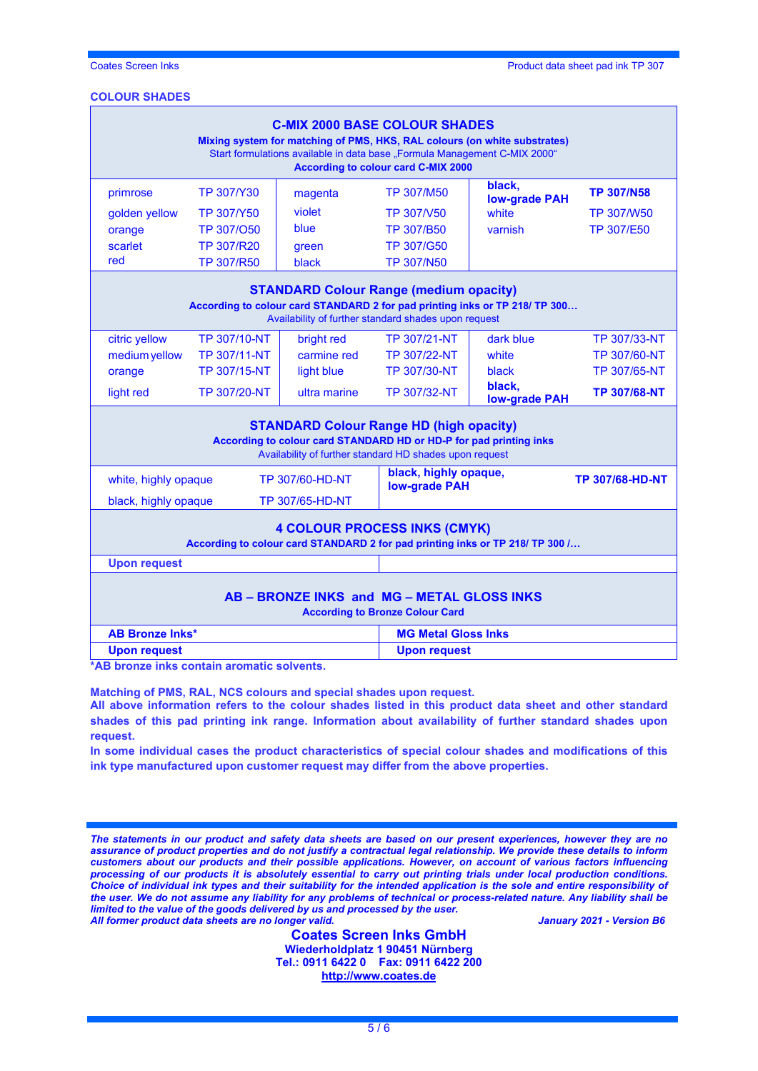## COLOUR SHADES

| **C-MIX 2000 BASE COLOUR SHADES**<br>**Mixing system for matching of PMS, HKS, RAL colours (on white substrates)**<br>Start formulations available in data base „Formula Management C-MIX 2000“<br>**According to colour card C-MIX 2000** | | | | | |
|---|---|---|---|---|---|
| primrose | TP 307/Y30 | magenta | TP 307/M50 | **black, low-grade PAH** | **TP 307/N58** |
| golden yellow | TP 307/Y50 | violet | TP 307/V50 | white | TP 307/W50 |
| orange | TP 307/O50 | blue | TP 307/B50 | varnish | TP 307/E50 |
| scarlet | TP 307/R20 | green | TP 307/G50 | | |
| red | TP 307/R50 | black | TP 307/N50 | | |

| **STANDARD Colour Range (medium opacity)**<br>**According to colour card STANDARD 2 for pad printing inks or TP 218/ TP 300…**<br>Availability of further standard shades upon request | | | | | |
|---|---|---|---|---|---|
| citric yellow | TP 307/10-NT | bright red | TP 307/21-NT | dark blue | TP 307/33-NT |
| medium yellow | TP 307/11-NT | carmine red | TP 307/22-NT | white | TP 307/60-NT |
| orange | TP 307/15-NT | light blue | TP 307/30-NT | black | TP 307/65-NT |
| light red | TP 307/20-NT | ultra marine | TP 307/32-NT | **black, low-grade PAH** | **TP 307/68-NT** |

| **STANDARD Colour Range HD (high opacity)**<br>**According to colour card STANDARD HD or HD-P for pad printing inks**<br>Availability of further standard HD shades upon request | | | |
|---|---|---|---|
| white, highly opaque | TP 307/60-HD-NT | **black, highly opaque, low-grade PAH** | **TP 307/68-HD-NT** |
| black, highly opaque | TP 307/65-HD-NT | | |

| **4 COLOUR PROCESS INKS (CMYK)**<br>**According to colour card STANDARD 2 for pad printing inks or TP 218/ TP 300 /…** | |
|---|---|
| **Upon request** | |

| **AB – BRONZE INKS and MG – METAL GLOSS INKS**<br>**According to Bronze Colour Card** | |
|---|---|
| **AB Bronze Inks*** | **MG Metal Gloss Inks** |
| **Upon request** | **Upon request** |

**\*AB bronze inks contain aromatic solvents.**

**Matching of PMS, RAL, NCS colours and special shades upon request.**
**All above information refers to the colour shades listed in this product data sheet and other standard shades of this pad printing ink range. Information about availability of further standard shades upon request.**
**In some individual cases the product characteristics of special colour shades and modifications of this ink type manufactured upon customer request may differ from the above properties.**

***The statements in our product and safety data sheets are based on our present experiences, however they are no assurance of product properties and do not justify a contractual legal relationship. We provide these details to inform customers about our products and their possible applications. However, on account of various factors influencing processing of our products it is absolutely essential to carry out printing trials under local production conditions. Choice of individual ink types and their suitability for the intended application is the sole and entire responsibility of the user. We do not assume any liability for any problems of technical or process-related nature. Any liability shall be limited to the value of the goods delivered by us and processed by the user.***
***All former product data sheets are no longer valid.*** ***January 2021 - Version B6***

**Coates Screen Inks GmbH**
**Wiederholdplatz 1 90451 Nürnberg**
**Tel.: 0911 6422 0 Fax: 0911 6422 200**
**http://www.coates.de**